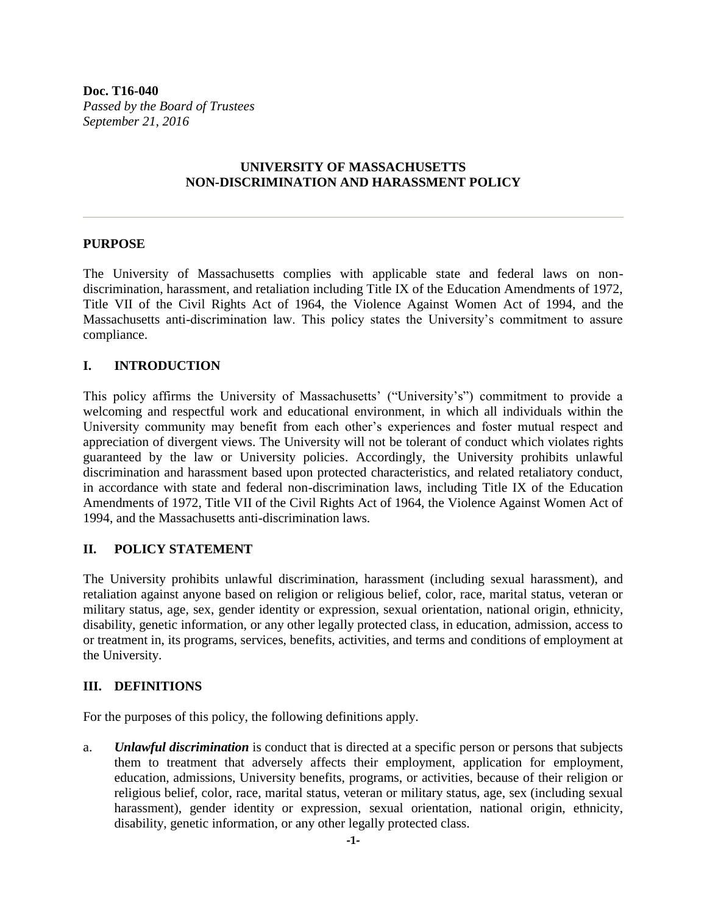**Doc. T16-040**
*Passed by the Board of Trustees*
*September 21, 2016*

# UNIVERSITY OF MASSACHUSETTS NON-DISCRIMINATION AND HARASSMENT POLICY

---

## PURPOSE

The University of Massachusetts complies with applicable state and federal laws on non-discrimination, harassment, and retaliation including Title IX of the Education Amendments of 1972, Title VII of the Civil Rights Act of 1964, the Violence Against Women Act of 1994, and the Massachusetts anti-discrimination law. This policy states the University's commitment to assure compliance.

## I. INTRODUCTION

This policy affirms the University of Massachusetts' ("University's") commitment to provide a welcoming and respectful work and educational environment, in which all individuals within the University community may benefit from each other's experiences and foster mutual respect and appreciation of divergent views. The University will not be tolerant of conduct which violates rights guaranteed by the law or University policies. Accordingly, the University prohibits unlawful discrimination and harassment based upon protected characteristics, and related retaliatory conduct, in accordance with state and federal non-discrimination laws, including Title IX of the Education Amendments of 1972, Title VII of the Civil Rights Act of 1964, the Violence Against Women Act of 1994, and the Massachusetts anti-discrimination laws.

## II. POLICY STATEMENT

The University prohibits unlawful discrimination, harassment (including sexual harassment), and retaliation against anyone based on religion or religious belief, color, race, marital status, veteran or military status, age, sex, gender identity or expression, sexual orientation, national origin, ethnicity, disability, genetic information, or any other legally protected class, in education, admission, access to or treatment in, its programs, services, benefits, activities, and terms and conditions of employment at the University.

## III. DEFINITIONS

For the purposes of this policy, the following definitions apply.

a. ***Unlawful discrimination*** is conduct that is directed at a specific person or persons that subjects them to treatment that adversely affects their employment, application for employment, education, admissions, University benefits, programs, or activities, because of their religion or religious belief, color, race, marital status, veteran or military status, age, sex (including sexual harassment), gender identity or expression, sexual orientation, national origin, ethnicity, disability, genetic information, or any other legally protected class.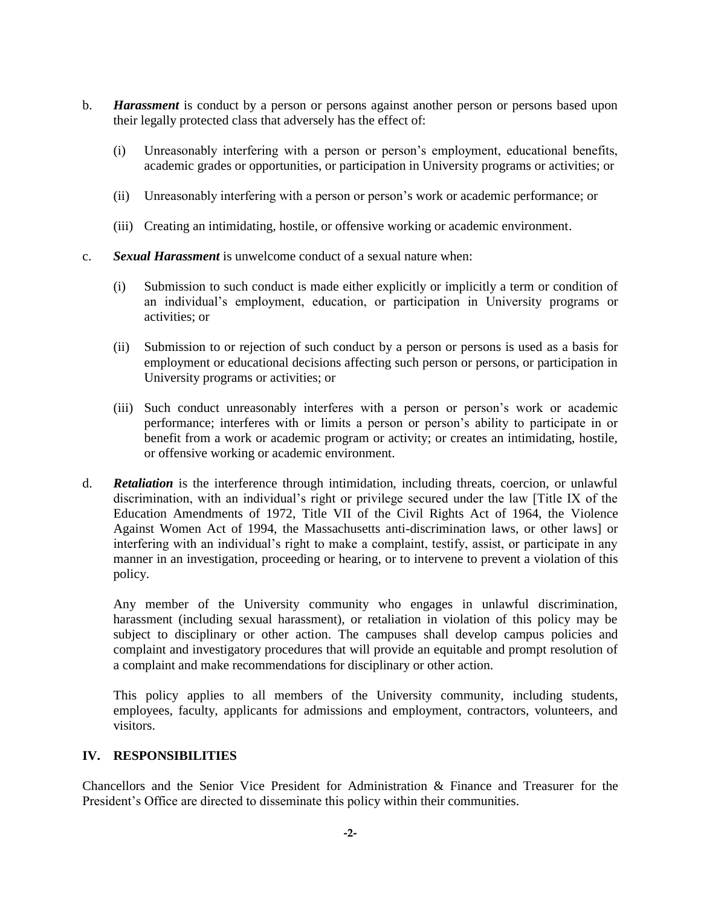b. ***Harassment*** is conduct by a person or persons against another person or persons based upon their legally protected class that adversely has the effect of:

   (i) Unreasonably interfering with a person or person's employment, educational benefits, academic grades or opportunities, or participation in University programs or activities; or

   (ii) Unreasonably interfering with a person or person's work or academic performance; or

   (iii) Creating an intimidating, hostile, or offensive working or academic environment.

c. ***Sexual Harassment*** is unwelcome conduct of a sexual nature when:

   (i) Submission to such conduct is made either explicitly or implicitly a term or condition of an individual's employment, education, or participation in University programs or activities; or

   (ii) Submission to or rejection of such conduct by a person or persons is used as a basis for employment or educational decisions affecting such person or persons, or participation in University programs or activities; or

   (iii) Such conduct unreasonably interferes with a person or person's work or academic performance; interferes with or limits a person or person's ability to participate in or benefit from a work or academic program or activity; or creates an intimidating, hostile, or offensive working or academic environment.

d. ***Retaliation*** is the interference through intimidation, including threats, coercion, or unlawful discrimination, with an individual's right or privilege secured under the law [Title IX of the Education Amendments of 1972, Title VII of the Civil Rights Act of 1964, the Violence Against Women Act of 1994, the Massachusetts anti-discrimination laws, or other laws] or interfering with an individual's right to make a complaint, testify, assist, or participate in any manner in an investigation, proceeding or hearing, or to intervene to prevent a violation of this policy.

   Any member of the University community who engages in unlawful discrimination, harassment (including sexual harassment), or retaliation in violation of this policy may be subject to disciplinary or other action. The campuses shall develop campus policies and complaint and investigatory procedures that will provide an equitable and prompt resolution of a complaint and make recommendations for disciplinary or other action.

   This policy applies to all members of the University community, including students, employees, faculty, applicants for admissions and employment, contractors, volunteers, and visitors.

## IV. RESPONSIBILITIES

Chancellors and the Senior Vice President for Administration & Finance and Treasurer for the President's Office are directed to disseminate this policy within their communities.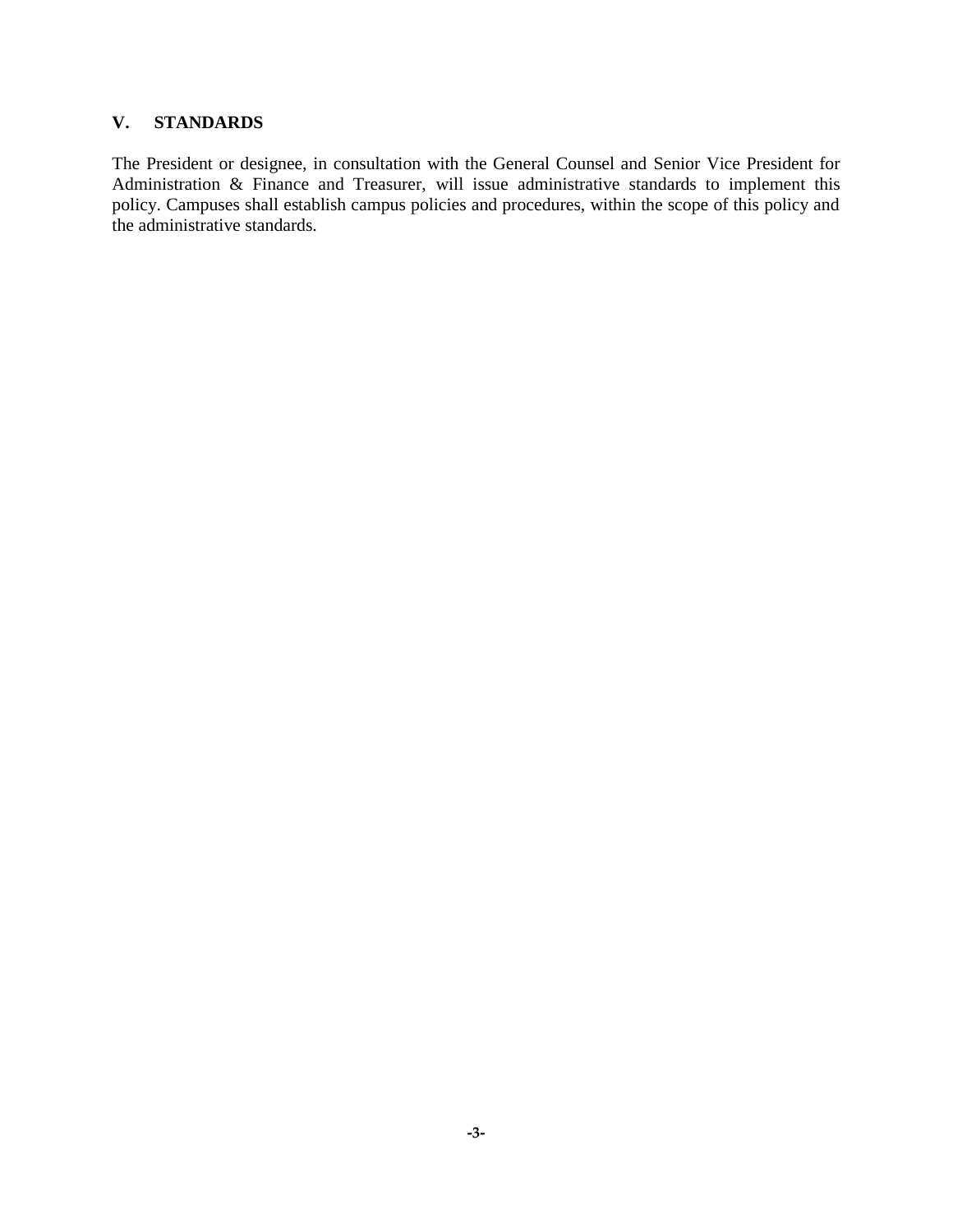## V. STANDARDS

The President or designee, in consultation with the General Counsel and Senior Vice President for Administration & Finance and Treasurer, will issue administrative standards to implement this policy. Campuses shall establish campus policies and procedures, within the scope of this policy and the administrative standards.